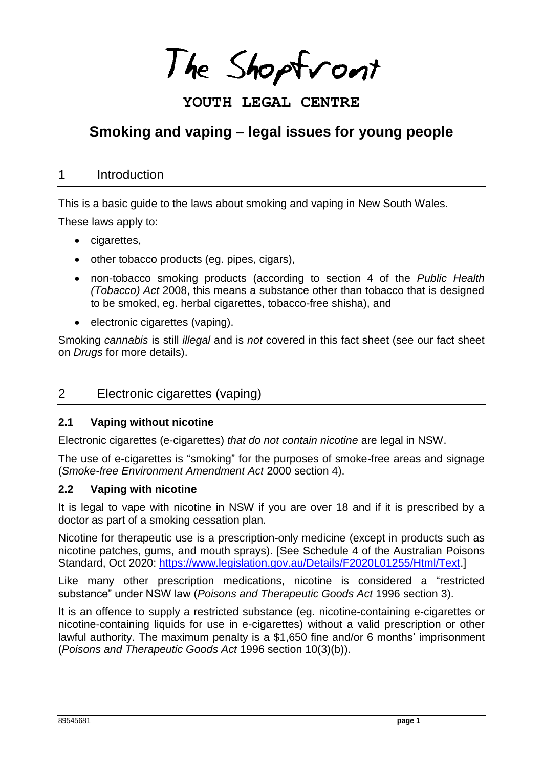The Shopfront

**YOUTH LEGAL CENTRE**

# Smoking and vaping – legal issues for young people

## 1 Introduction

This is a basic guide to the laws about smoking and vaping in New South Wales.

These laws apply to:

- cigarettes,
- other tobacco products (eg. pipes, cigars),
- non-tobacco smoking products (according to section 4 of the *Public Health (Tobacco) Act* 2008, this means a substance other than tobacco that is designed to be smoked, eg. herbal cigarettes, tobacco-free shisha), and
- electronic cigarettes (vaping).

Smoking *cannabis* is still *illegal* and is *not* covered in this fact sheet (see our fact sheet on *Drugs* for more details).

## 2 Electronic cigarettes (vaping)

### 2.1 Vaping without nicotine

Electronic cigarettes (e-cigarettes) *that do not contain nicotine* are legal in NSW.

The use of e-cigarettes is "smoking" for the purposes of smoke-free areas and signage (*Smoke-free Environment Amendment Act* 2000 section 4).

### 2.2 Vaping with nicotine

It is legal to vape with nicotine in NSW if you are over 18 and if it is prescribed by a doctor as part of a smoking cessation plan.

Nicotine for therapeutic use is a prescription-only medicine (except in products such as nicotine patches, gums, and mouth sprays). [See Schedule 4 of the Australian Poisons Standard, Oct 2020: https://www.legislation.gov.au/Details/F2020L01255/Html/Text.]

Like many other prescription medications, nicotine is considered a "restricted substance" under NSW law (*Poisons and Therapeutic Goods Act* 1996 section 3).

It is an offence to supply a restricted substance (eg. nicotine-containing e-cigarettes or nicotine-containing liquids for use in e-cigarettes) without a valid prescription or other lawful authority. The maximum penalty is a $1,650 fine and/or 6 months' imprisonment (*Poisons and Therapeutic Goods Act* 1996 section 10(3)(b)).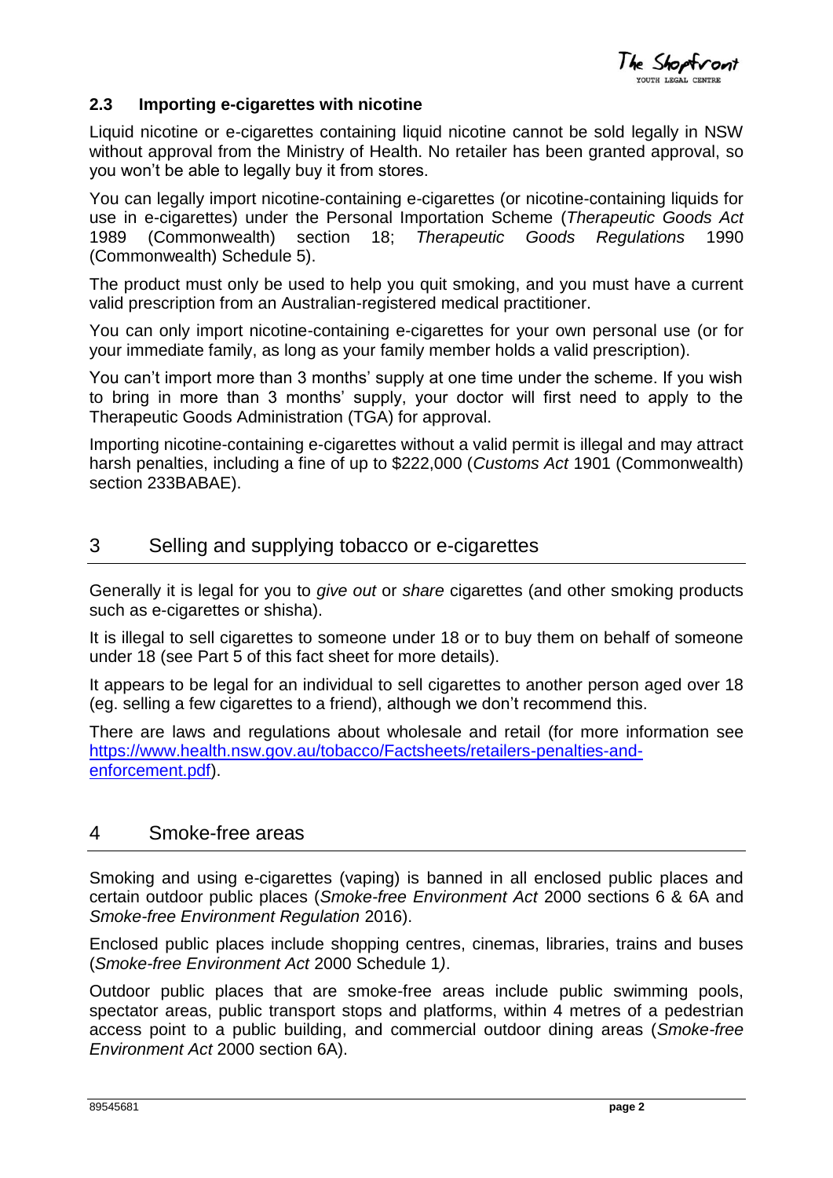### 2.3 Importing e-cigarettes with nicotine

Liquid nicotine or e-cigarettes containing liquid nicotine cannot be sold legally in NSW without approval from the Ministry of Health. No retailer has been granted approval, so you won't be able to legally buy it from stores.

You can legally import nicotine-containing e-cigarettes (or nicotine-containing liquids for use in e-cigarettes) under the Personal Importation Scheme (*Therapeutic Goods Act* 1989 (Commonwealth) section 18; *Therapeutic Goods Regulations* 1990 (Commonwealth) Schedule 5).

The product must only be used to help you quit smoking, and you must have a current valid prescription from an Australian-registered medical practitioner.

You can only import nicotine-containing e-cigarettes for your own personal use (or for your immediate family, as long as your family member holds a valid prescription).

You can't import more than 3 months' supply at one time under the scheme. If you wish to bring in more than 3 months' supply, your doctor will first need to apply to the Therapeutic Goods Administration (TGA) for approval.

Importing nicotine-containing e-cigarettes without a valid permit is illegal and may attract harsh penalties, including a fine of up to $222,000 (*Customs Act* 1901 (Commonwealth) section 233BABAE).

## 3 Selling and supplying tobacco or e-cigarettes

Generally it is legal for you to *give out* or *share* cigarettes (and other smoking products such as e-cigarettes or shisha).

It is illegal to sell cigarettes to someone under 18 or to buy them on behalf of someone under 18 (see Part 5 of this fact sheet for more details).

It appears to be legal for an individual to sell cigarettes to another person aged over 18 (eg. selling a few cigarettes to a friend), although we don't recommend this.

There are laws and regulations about wholesale and retail (for more information see [https://www.health.nsw.gov.au/tobacco/Factsheets/retailers-penalties-and-enforcement.pdf](https://www.health.nsw.gov.au/tobacco/Factsheets/retailers-penalties-and-enforcement.pdf)).

## 4 Smoke-free areas

Smoking and using e-cigarettes (vaping) is banned in all enclosed public places and certain outdoor public places (*Smoke-free Environment Act* 2000 sections 6 & 6A and *Smoke-free Environment Regulation* 2016).

Enclosed public places include shopping centres, cinemas, libraries, trains and buses (*Smoke-free Environment Act* 2000 Schedule 1).

Outdoor public places that are smoke-free areas include public swimming pools, spectator areas, public transport stops and platforms, within 4 metres of a pedestrian access point to a public building, and commercial outdoor dining areas (*Smoke-free Environment Act* 2000 section 6A).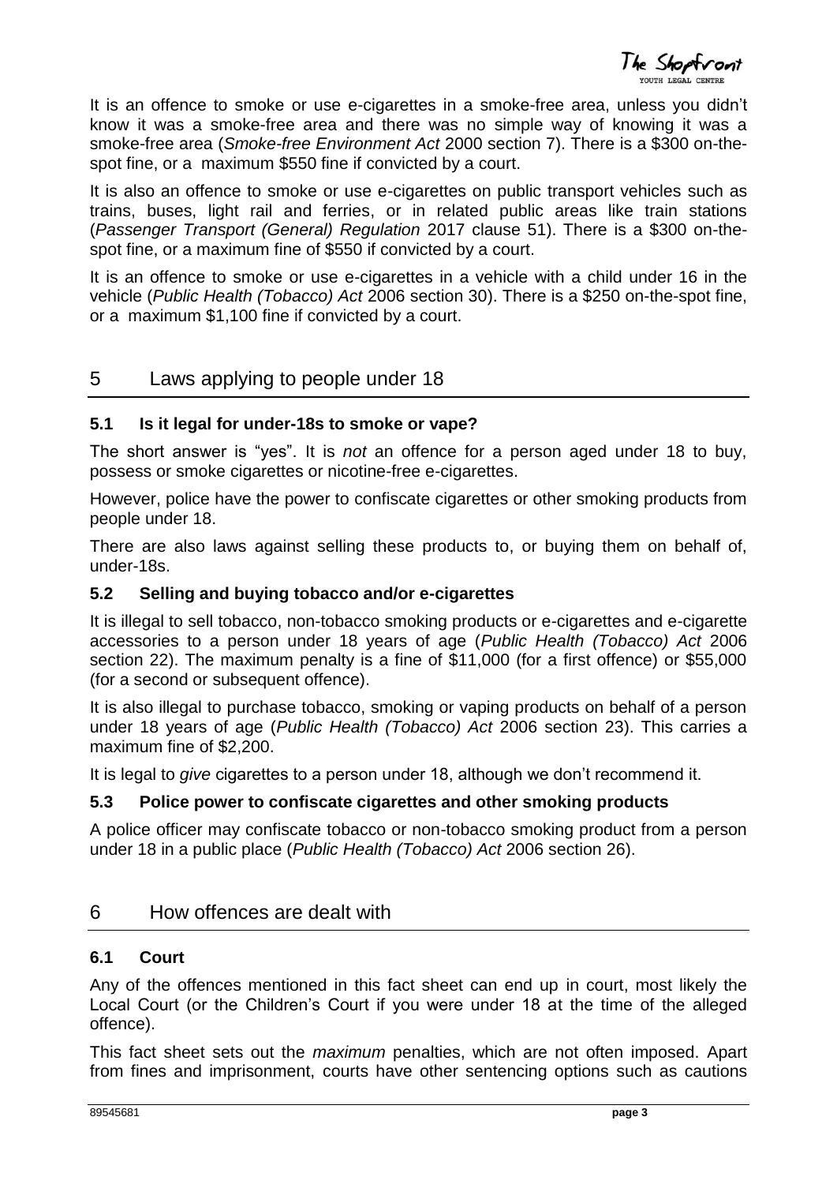It is an offence to smoke or use e-cigarettes in a smoke-free area, unless you didn't know it was a smoke-free area and there was no simple way of knowing it was a smoke-free area (*Smoke-free Environment Act* 2000 section 7). There is a $300 on-the-spot fine, or a maximum $550 fine if convicted by a court.

It is also an offence to smoke or use e-cigarettes on public transport vehicles such as trains, buses, light rail and ferries, or in related public areas like train stations (*Passenger Transport (General) Regulation* 2017 clause 51). There is a $300 on-the-spot fine, or a maximum fine of $550 if convicted by a court.

It is an offence to smoke or use e-cigarettes in a vehicle with a child under 16 in the vehicle (*Public Health (Tobacco) Act* 2006 section 30). There is a $250 on-the-spot fine, or a maximum $1,100 fine if convicted by a court.

## 5 Laws applying to people under 18

### 5.1 Is it legal for under-18s to smoke or vape?

The short answer is "yes". It is *not* an offence for a person aged under 18 to buy, possess or smoke cigarettes or nicotine-free e-cigarettes.

However, police have the power to confiscate cigarettes or other smoking products from people under 18.

There are also laws against selling these products to, or buying them on behalf of, under-18s.

### 5.2 Selling and buying tobacco and/or e-cigarettes

It is illegal to sell tobacco, non-tobacco smoking products or e-cigarettes and e-cigarette accessories to a person under 18 years of age (*Public Health (Tobacco) Act* 2006 section 22). The maximum penalty is a fine of $11,000 (for a first offence) or $55,000 (for a second or subsequent offence).

It is also illegal to purchase tobacco, smoking or vaping products on behalf of a person under 18 years of age (*Public Health (Tobacco) Act* 2006 section 23). This carries a maximum fine of $2,200.

It is legal to *give* cigarettes to a person under 18, although we don't recommend it.

### 5.3 Police power to confiscate cigarettes and other smoking products

A police officer may confiscate tobacco or non-tobacco smoking product from a person under 18 in a public place (*Public Health (Tobacco) Act* 2006 section 26).

## 6 How offences are dealt with

### 6.1 Court

Any of the offences mentioned in this fact sheet can end up in court, most likely the Local Court (or the Children's Court if you were under 18 at the time of the alleged offence).

This fact sheet sets out the *maximum* penalties, which are not often imposed. Apart from fines and imprisonment, courts have other sentencing options such as cautions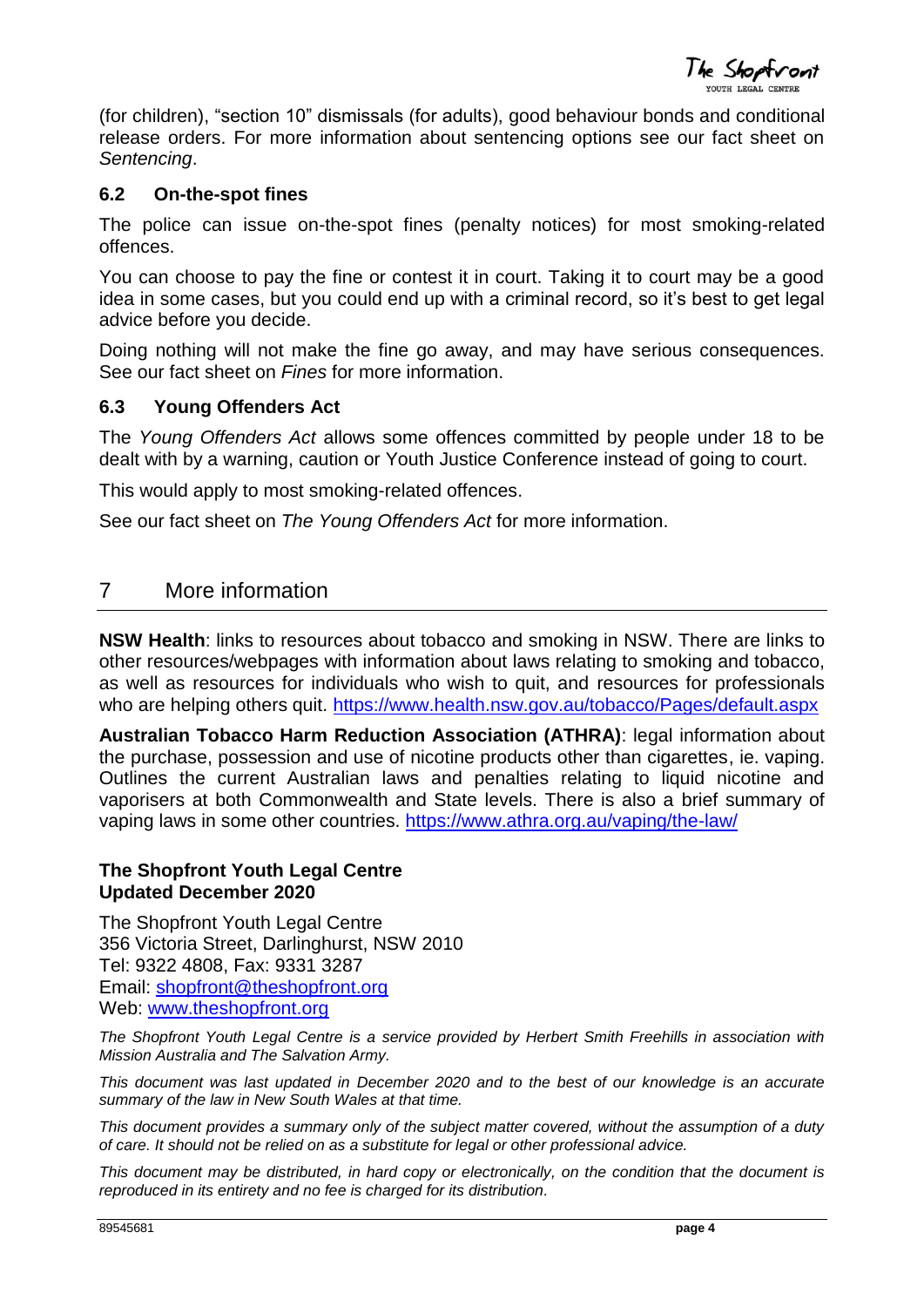(for children), "section 10" dismissals (for adults), good behaviour bonds and conditional release orders. For more information about sentencing options see our fact sheet on *Sentencing*.

### 6.2 On-the-spot fines

The police can issue on-the-spot fines (penalty notices) for most smoking-related offences.

You can choose to pay the fine or contest it in court. Taking it to court may be a good idea in some cases, but you could end up with a criminal record, so it's best to get legal advice before you decide.

Doing nothing will not make the fine go away, and may have serious consequences. See our fact sheet on *Fines* for more information.

### 6.3 Young Offenders Act

The *Young Offenders Act* allows some offences committed by people under 18 to be dealt with by a warning, caution or Youth Justice Conference instead of going to court.

This would apply to most smoking-related offences.

See our fact sheet on *The Young Offenders Act* for more information.

## 7 More information

**NSW Health**: links to resources about tobacco and smoking in NSW. There are links to other resources/webpages with information about laws relating to smoking and tobacco, as well as resources for individuals who wish to quit, and resources for professionals who are helping others quit. https://www.health.nsw.gov.au/tobacco/Pages/default.aspx

**Australian Tobacco Harm Reduction Association (ATHRA)**: legal information about the purchase, possession and use of nicotine products other than cigarettes, ie. vaping. Outlines the current Australian laws and penalties relating to liquid nicotine and vaporisers at both Commonwealth and State levels. There is also a brief summary of vaping laws in some other countries. https://www.athra.org.au/vaping/the-law/

**The Shopfront Youth Legal Centre**
**Updated December 2020**

The Shopfront Youth Legal Centre
356 Victoria Street, Darlinghurst, NSW 2010
Tel: 9322 4808, Fax: 9331 3287
Email: shopfront@theshopfront.org
Web: www.theshopfront.org

*The Shopfront Youth Legal Centre is a service provided by Herbert Smith Freehills in association with Mission Australia and The Salvation Army.*

*This document was last updated in December 2020 and to the best of our knowledge is an accurate summary of the law in New South Wales at that time.*

*This document provides a summary only of the subject matter covered, without the assumption of a duty of care. It should not be relied on as a substitute for legal or other professional advice.*

*This document may be distributed, in hard copy or electronically, on the condition that the document is reproduced in its entirety and no fee is charged for its distribution.*

89545681